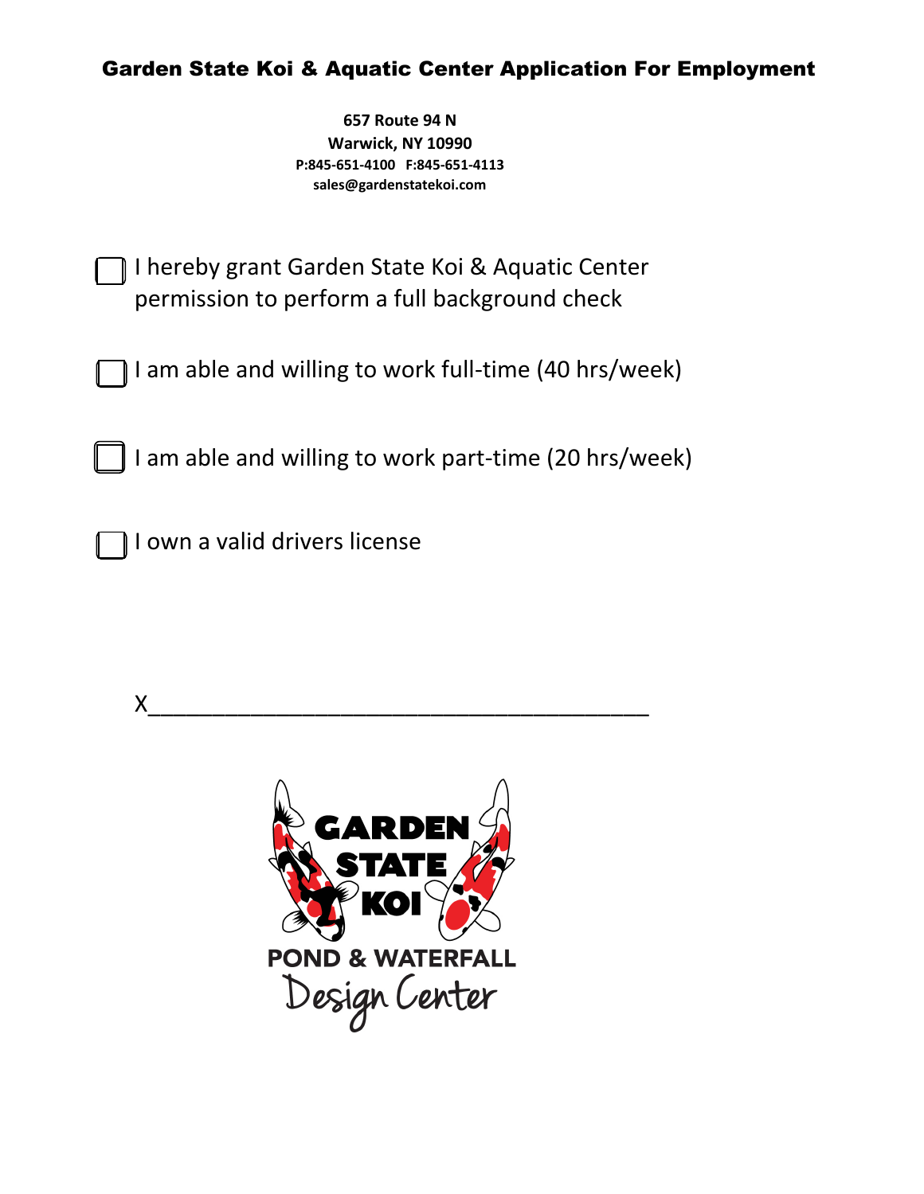# Garden State Koi & Aquatic Center Application For Employment

**657 Route 94 N**
**Warwick, NY 10990**
**P:845-651-4100 F:845-651-4113**
**sales@gardenstatekoi.com**

☐ I hereby grant Garden State Koi & Aquatic Center permission to perform a full background check

☐ I am able and willing to work full-time (40 hrs/week)

☐ I am able and willing to work part-time (20 hrs/week)

☐ I own a valid drivers license

X_______________________________________

GARDEN STATE KOI
POND & WATERFALL
Design Center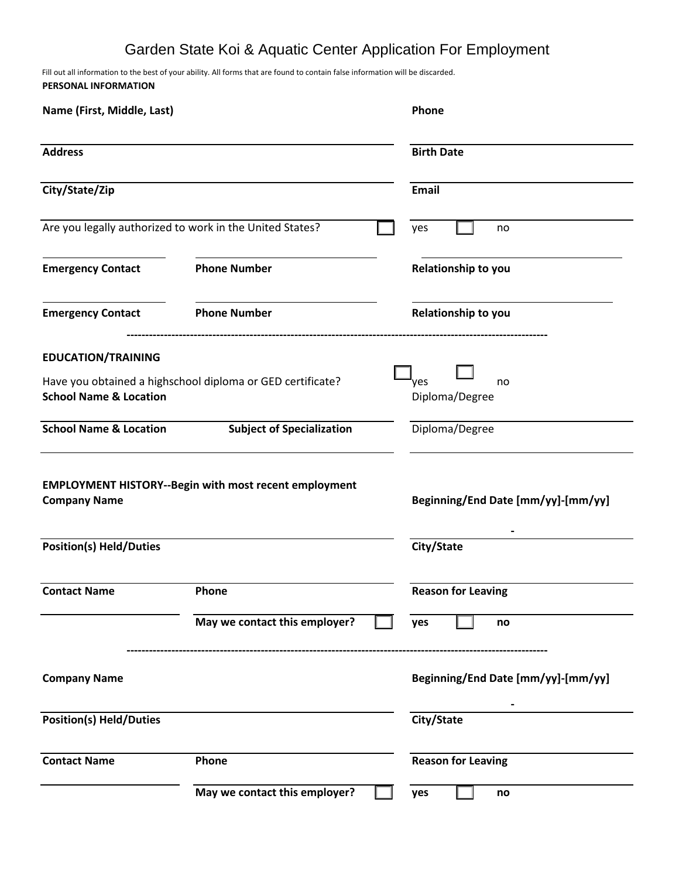# Garden State Koi & Aquatic Center Application For Employment

Fill out all information to the best of your ability. All forms that are found to contain false information will be discarded.

**PERSONAL INFORMATION**

**Name (First, Middle, Last)** **Phone**

**Address** **Birth Date**

**City/State/Zip** **Email**

Are you legally authorized to work in the United States? ☐ yes ☐ no

**Emergency Contact** **Phone Number** **Relationship to you**

**Emergency Contact** **Phone Number** **Relationship to you**

---

**EDUCATION/TRAINING**

Have you obtained a highschool diploma or GED certificate? ☐ yes ☐ no

**School Name & Location** Diploma/Degree

**School Name & Location** **Subject of Specialization** Diploma/Degree

**EMPLOYMENT HISTORY--Begin with most recent employment**

**Company Name** **Beginning/End Date [mm/yy]-[mm/yy]**

-

**Position(s) Held/Duties** **City/State**

**Contact Name** **Phone** **Reason for Leaving**

**May we contact this employer?** ☐ **yes** ☐ **no**

---

**Company Name** **Beginning/End Date [mm/yy]-[mm/yy]**

-

**Position(s) Held/Duties** **City/State**

**Contact Name** **Phone** **Reason for Leaving**

**May we contact this employer?** ☐ **yes** ☐ **no**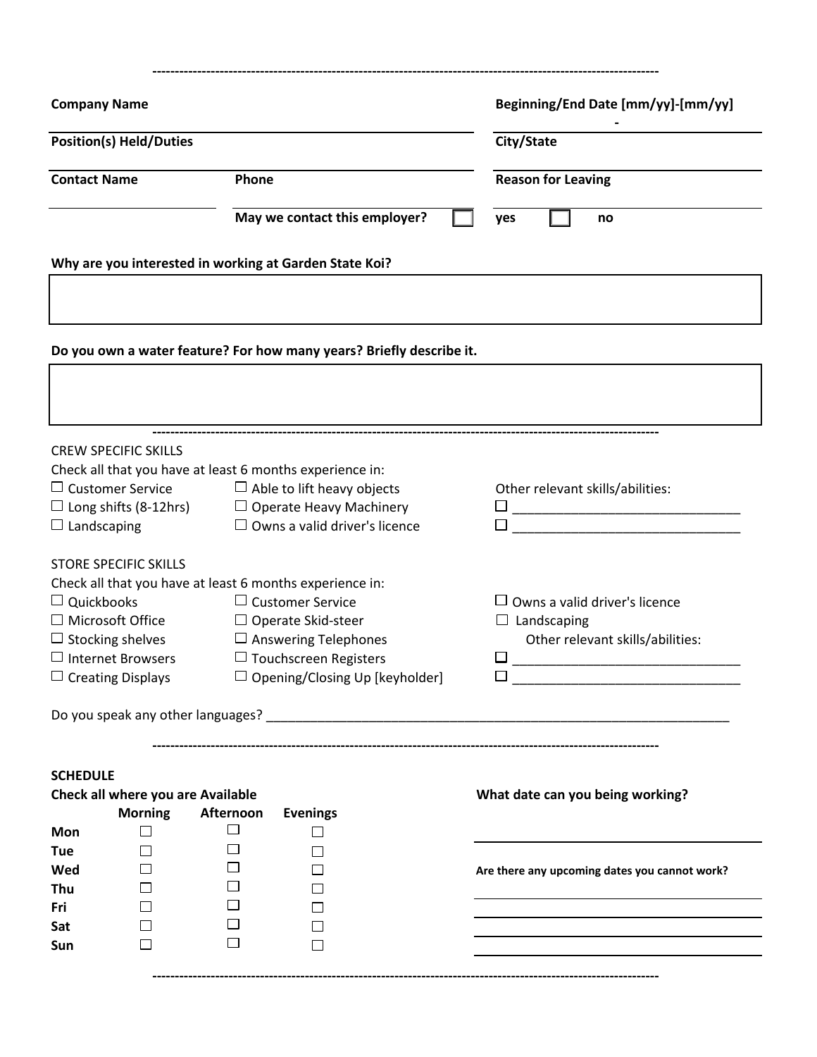---

**Company Name** | **Beginning/End Date [mm/yy]-[mm/yy]**
-

**Position(s) Held/Duties** | **City/State**

**Contact Name** | **Phone** | **Reason for Leaving**

**May we contact this employer?** ☐ **yes** ☐ **no**

**Why are you interested in working at Garden State Koi?**

&nbsp;

**Do you own a water feature? For how many years? Briefly describe it.**

&nbsp;

---

CREW SPECIFIC SKILLS

Check all that you have at least 6 months experience in:

- ☐ Customer Service
- ☐ Long shifts (8-12hrs)
- ☐ Landscaping
- ☐ Able to lift heavy objects
- ☐ Operate Heavy Machinery
- ☐ Owns a valid driver's licence

Other relevant skills/abilities:

- ☐ ______________________________
- ☐ ______________________________

STORE SPECIFIC SKILLS

Check all that you have at least 6 months experience in:

- ☐ Quickbooks
- ☐ Microsoft Office
- ☐ Stocking shelves
- ☐ Internet Browsers
- ☐ Creating Displays
- ☐ Customer Service
- ☐ Operate Skid-steer
- ☐ Answering Telephones
- ☐ Touchscreen Registers
- ☐ Opening/Closing Up [keyholder]
- ☐ Owns a valid driver's licence
- ☐ Landscaping

Other relevant skills/abilities:

- ☐ ______________________________
- ☐ ______________________________

Do you speak any other languages? ______________________________________________________________

---

**SCHEDULE**

**Check all where you are Available**

| | **Morning** | **Afternoon** | **Evenings** |
|---|---|---|---|
| **Mon** | ☐ | ☐ | ☐ |
| **Tue** | ☐ | ☐ | ☐ |
| **Wed** | ☐ | ☐ | ☐ |
| **Thu** | ☐ | ☐ | ☐ |
| **Fri** | ☐ | ☐ | ☐ |
| **Sat** | ☐ | ☐ | ☐ |
| **Sun** | ☐ | ☐ | ☐ |

**What date can you being working?**

______________________________

**Are there any upcoming dates you cannot work?**

______________________________

______________________________

______________________________

______________________________

---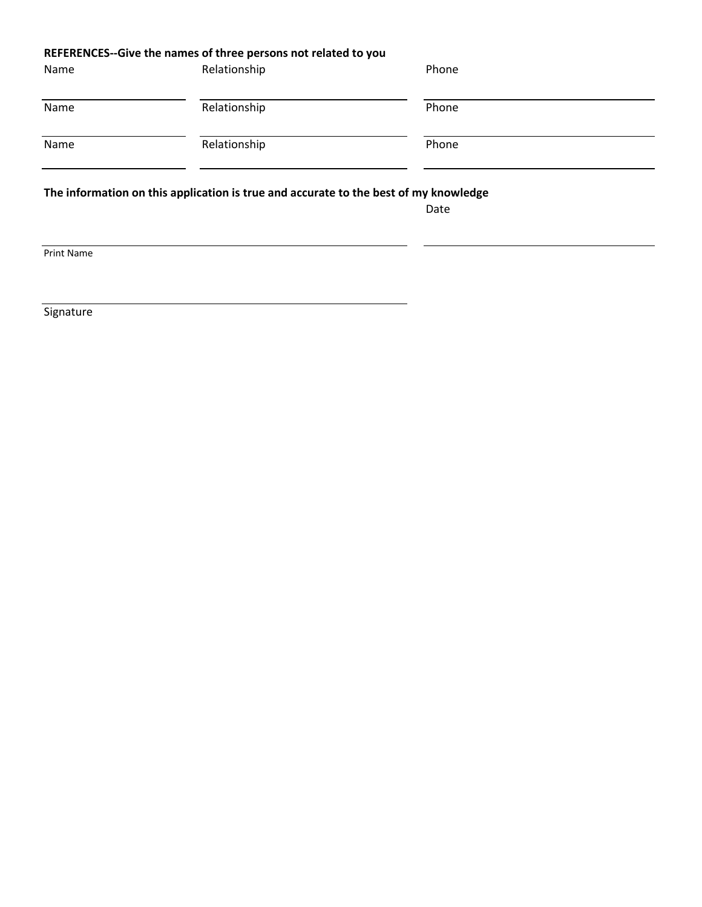**REFERENCES--Give the names of three persons not related to you**

| Name | Relationship | Phone |
| --- | --- | --- |
| | | |
| Name | Relationship | Phone |
| | | |
| Name | Relationship | Phone |
| | | |

**The information on this application is true and accurate to the best of my knowledge**

Date

Print Name

Signature